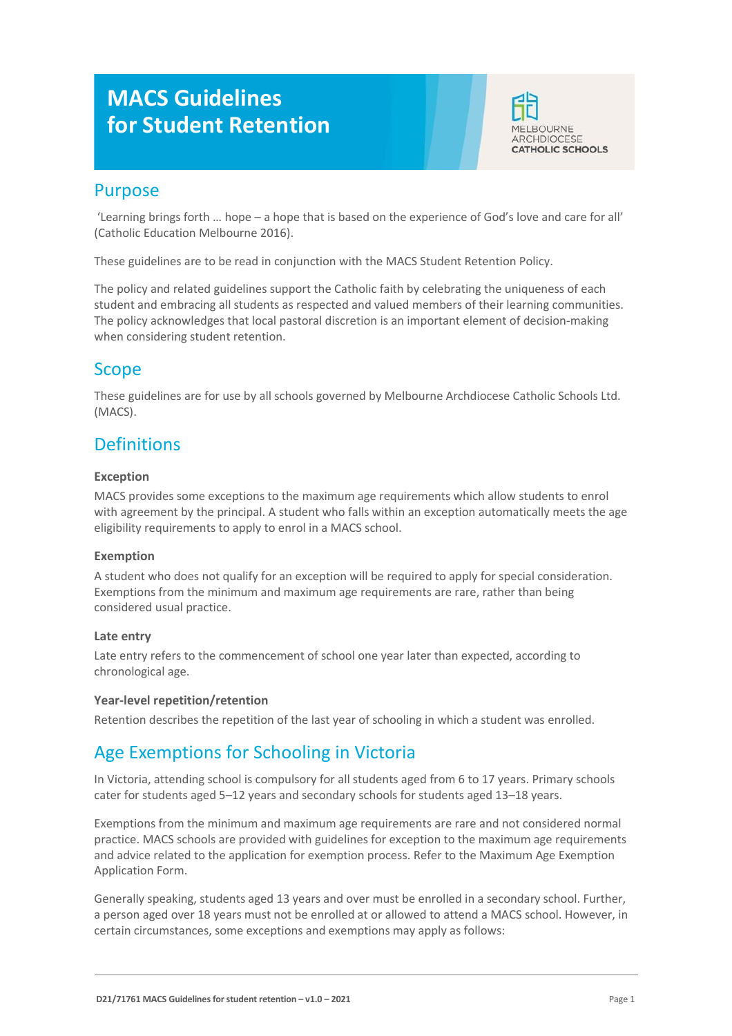# MACS Guidelines for Student Retention

MELBOURNE ARCHDIOCESE CATHOLIC SCHOOLS

## Purpose

'Learning brings forth … hope – a hope that is based on the experience of God's love and care for all' (Catholic Education Melbourne 2016).

These guidelines are to be read in conjunction with the MACS Student Retention Policy.

The policy and related guidelines support the Catholic faith by celebrating the uniqueness of each student and embracing all students as respected and valued members of their learning communities. The policy acknowledges that local pastoral discretion is an important element of decision-making when considering student retention.

## Scope

These guidelines are for use by all schools governed by Melbourne Archdiocese Catholic Schools Ltd. (MACS).

## Definitions

**Exception**

MACS provides some exceptions to the maximum age requirements which allow students to enrol with agreement by the principal. A student who falls within an exception automatically meets the age eligibility requirements to apply to enrol in a MACS school.

**Exemption**

A student who does not qualify for an exception will be required to apply for special consideration. Exemptions from the minimum and maximum age requirements are rare, rather than being considered usual practice.

**Late entry**

Late entry refers to the commencement of school one year later than expected, according to chronological age.

**Year-level repetition/retention**

Retention describes the repetition of the last year of schooling in which a student was enrolled.

## Age Exemptions for Schooling in Victoria

In Victoria, attending school is compulsory for all students aged from 6 to 17 years. Primary schools cater for students aged 5–12 years and secondary schools for students aged 13–18 years.

Exemptions from the minimum and maximum age requirements are rare and not considered normal practice. MACS schools are provided with guidelines for exception to the maximum age requirements and advice related to the application for exemption process. Refer to the Maximum Age Exemption Application Form.

Generally speaking, students aged 13 years and over must be enrolled in a secondary school. Further, a person aged over 18 years must not be enrolled at or allowed to attend a MACS school. However, in certain circumstances, some exceptions and exemptions may apply as follows: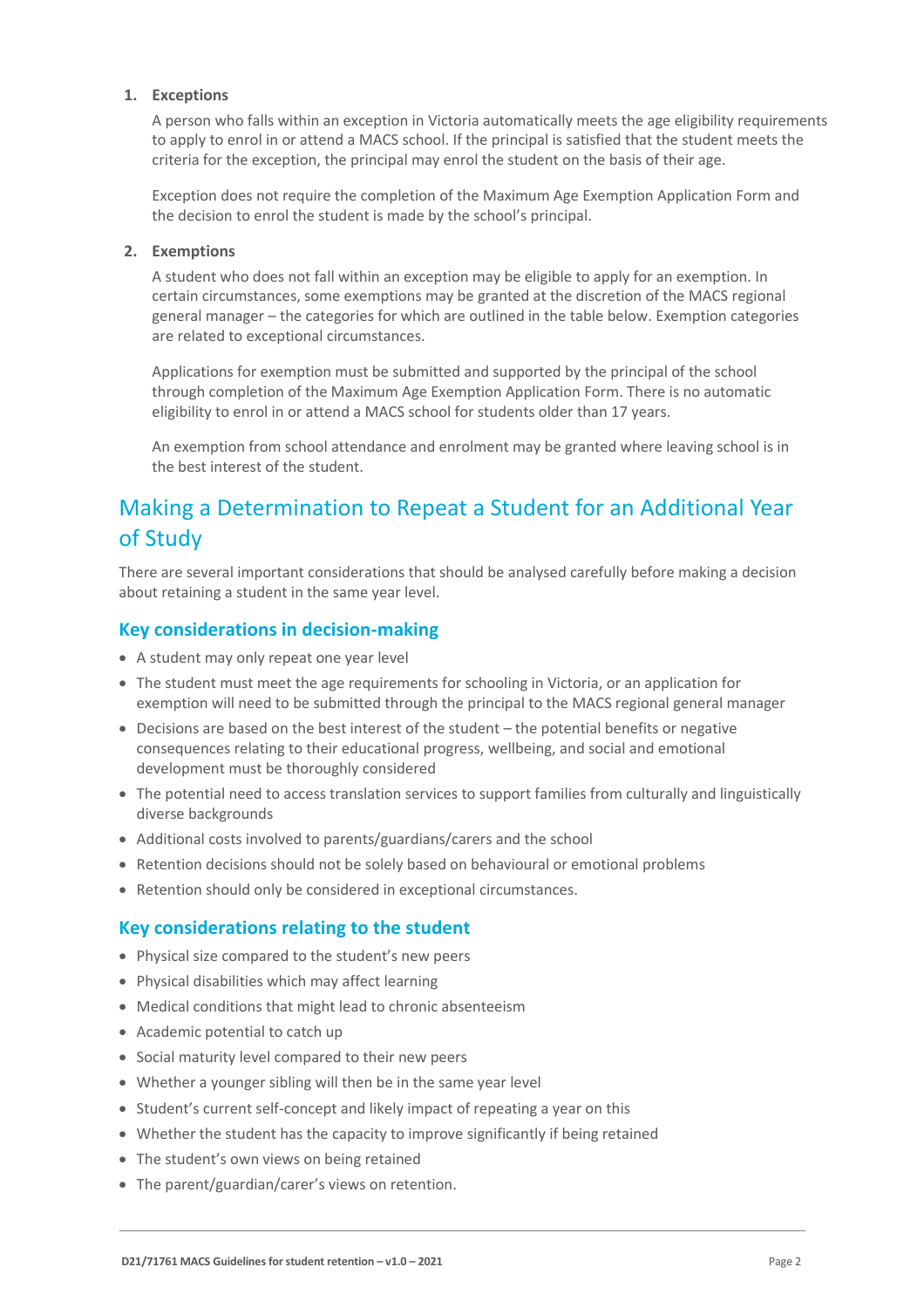1. **Exceptions**

   A person who falls within an exception in Victoria automatically meets the age eligibility requirements to apply to enrol in or attend a MACS school. If the principal is satisfied that the student meets the criteria for the exception, the principal may enrol the student on the basis of their age.

   Exception does not require the completion of the Maximum Age Exemption Application Form and the decision to enrol the student is made by the school's principal.

2. **Exemptions**

   A student who does not fall within an exception may be eligible to apply for an exemption. In certain circumstances, some exemptions may be granted at the discretion of the MACS regional general manager – the categories for which are outlined in the table below. Exemption categories are related to exceptional circumstances.

   Applications for exemption must be submitted and supported by the principal of the school through completion of the Maximum Age Exemption Application Form. There is no automatic eligibility to enrol in or attend a MACS school for students older than 17 years.

   An exemption from school attendance and enrolment may be granted where leaving school is in the best interest of the student.

## Making a Determination to Repeat a Student for an Additional Year of Study

There are several important considerations that should be analysed carefully before making a decision about retaining a student in the same year level.

### Key considerations in decision-making

- A student may only repeat one year level
- The student must meet the age requirements for schooling in Victoria, or an application for exemption will need to be submitted through the principal to the MACS regional general manager
- Decisions are based on the best interest of the student – the potential benefits or negative consequences relating to their educational progress, wellbeing, and social and emotional development must be thoroughly considered
- The potential need to access translation services to support families from culturally and linguistically diverse backgrounds
- Additional costs involved to parents/guardians/carers and the school
- Retention decisions should not be solely based on behavioural or emotional problems
- Retention should only be considered in exceptional circumstances.

### Key considerations relating to the student

- Physical size compared to the student's new peers
- Physical disabilities which may affect learning
- Medical conditions that might lead to chronic absenteeism
- Academic potential to catch up
- Social maturity level compared to their new peers
- Whether a younger sibling will then be in the same year level
- Student's current self-concept and likely impact of repeating a year on this
- Whether the student has the capacity to improve significantly if being retained
- The student's own views on being retained
- The parent/guardian/carer's views on retention.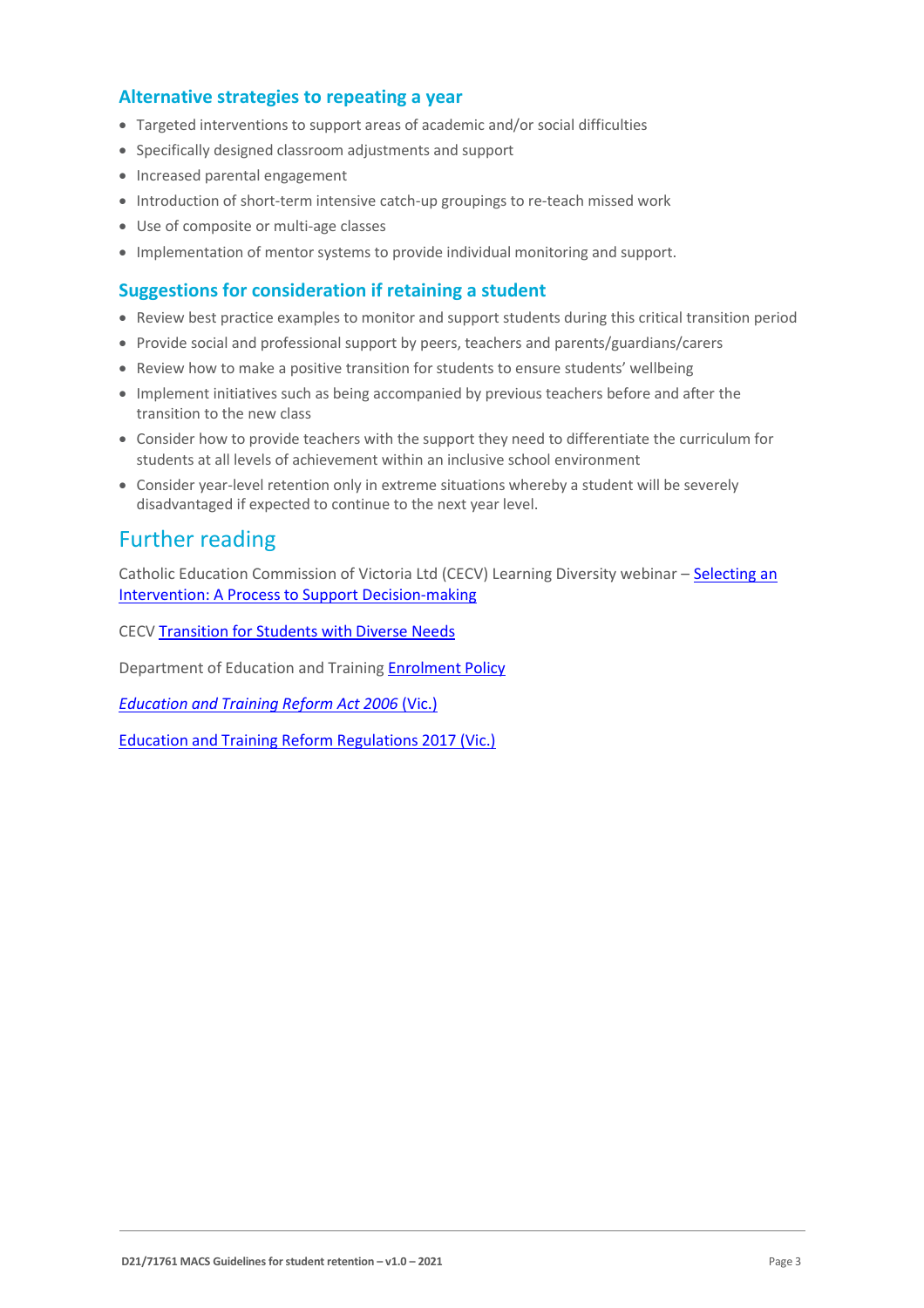### Alternative strategies to repeating a year

- Targeted interventions to support areas of academic and/or social difficulties
- Specifically designed classroom adjustments and support
- Increased parental engagement
- Introduction of short-term intensive catch-up groupings to re-teach missed work
- Use of composite or multi-age classes
- Implementation of mentor systems to provide individual monitoring and support.

### Suggestions for consideration if retaining a student

- Review best practice examples to monitor and support students during this critical transition period
- Provide social and professional support by peers, teachers and parents/guardians/carers
- Review how to make a positive transition for students to ensure students' wellbeing
- Implement initiatives such as being accompanied by previous teachers before and after the transition to the new class
- Consider how to provide teachers with the support they need to differentiate the curriculum for students at all levels of achievement within an inclusive school environment
- Consider year-level retention only in extreme situations whereby a student will be severely disadvantaged if expected to continue to the next year level.

## Further reading

Catholic Education Commission of Victoria Ltd (CECV) Learning Diversity webinar – Selecting an Intervention: A Process to Support Decision-making

CECV Transition for Students with Diverse Needs

Department of Education and Training Enrolment Policy

*Education and Training Reform Act 2006* (Vic.)

Education and Training Reform Regulations 2017 (Vic.)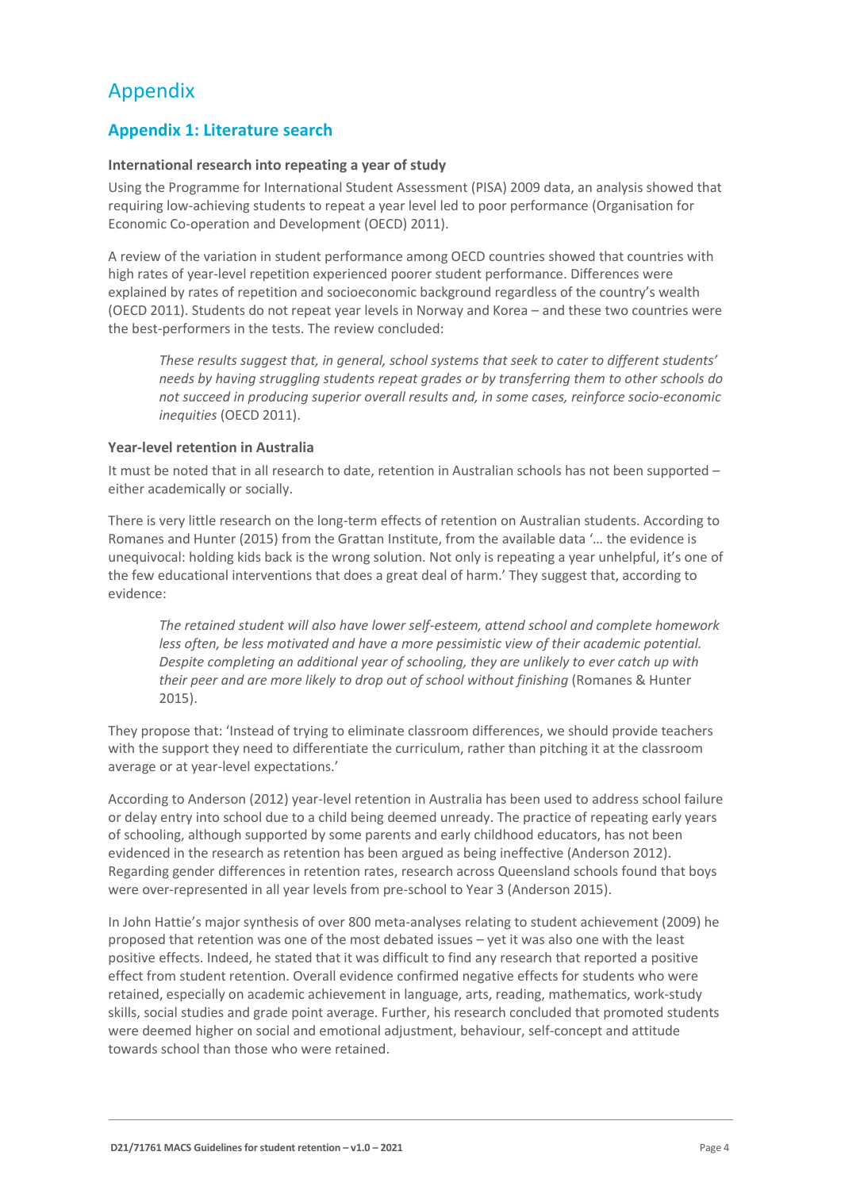# Appendix

## Appendix 1: Literature search

### International research into repeating a year of study

Using the Programme for International Student Assessment (PISA) 2009 data, an analysis showed that requiring low-achieving students to repeat a year level led to poor performance (Organisation for Economic Co-operation and Development (OECD) 2011).

A review of the variation in student performance among OECD countries showed that countries with high rates of year-level repetition experienced poorer student performance. Differences were explained by rates of repetition and socioeconomic background regardless of the country's wealth (OECD 2011). Students do not repeat year levels in Norway and Korea – and these two countries were the best-performers in the tests. The review concluded:

> *These results suggest that, in general, school systems that seek to cater to different students' needs by having struggling students repeat grades or by transferring them to other schools do not succeed in producing superior overall results and, in some cases, reinforce socio-economic inequities* (OECD 2011).

### Year-level retention in Australia

It must be noted that in all research to date, retention in Australian schools has not been supported – either academically or socially.

There is very little research on the long-term effects of retention on Australian students. According to Romanes and Hunter (2015) from the Grattan Institute, from the available data '… the evidence is unequivocal: holding kids back is the wrong solution. Not only is repeating a year unhelpful, it's one of the few educational interventions that does a great deal of harm.' They suggest that, according to evidence:

> *The retained student will also have lower self-esteem, attend school and complete homework less often, be less motivated and have a more pessimistic view of their academic potential. Despite completing an additional year of schooling, they are unlikely to ever catch up with their peer and are more likely to drop out of school without finishing* (Romanes & Hunter 2015).

They propose that: 'Instead of trying to eliminate classroom differences, we should provide teachers with the support they need to differentiate the curriculum, rather than pitching it at the classroom average or at year-level expectations.'

According to Anderson (2012) year-level retention in Australia has been used to address school failure or delay entry into school due to a child being deemed unready. The practice of repeating early years of schooling, although supported by some parents and early childhood educators, has not been evidenced in the research as retention has been argued as being ineffective (Anderson 2012). Regarding gender differences in retention rates, research across Queensland schools found that boys were over-represented in all year levels from pre-school to Year 3 (Anderson 2015).

In John Hattie's major synthesis of over 800 meta-analyses relating to student achievement (2009) he proposed that retention was one of the most debated issues – yet it was also one with the least positive effects. Indeed, he stated that it was difficult to find any research that reported a positive effect from student retention. Overall evidence confirmed negative effects for students who were retained, especially on academic achievement in language, arts, reading, mathematics, work-study skills, social studies and grade point average. Further, his research concluded that promoted students were deemed higher on social and emotional adjustment, behaviour, self-concept and attitude towards school than those who were retained.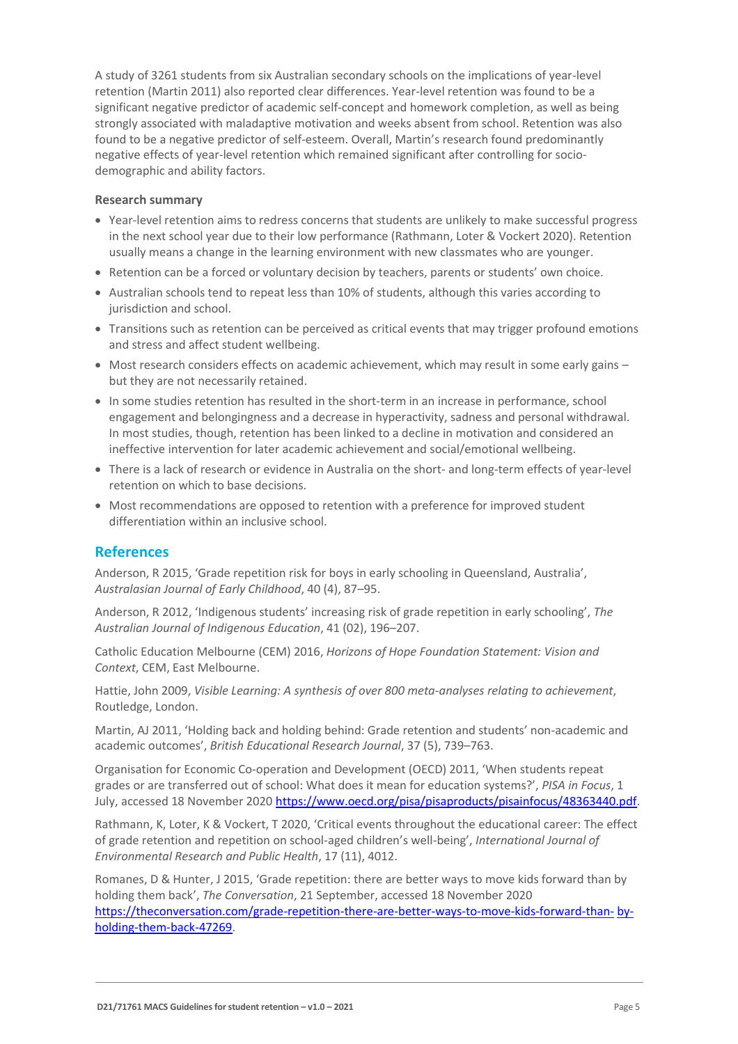A study of 3261 students from six Australian secondary schools on the implications of year-level retention (Martin 2011) also reported clear differences. Year-level retention was found to be a significant negative predictor of academic self-concept and homework completion, as well as being strongly associated with maladaptive motivation and weeks absent from school. Retention was also found to be a negative predictor of self-esteem. Overall, Martin's research found predominantly negative effects of year-level retention which remained significant after controlling for socio-demographic and ability factors.

**Research summary**

- Year-level retention aims to redress concerns that students are unlikely to make successful progress in the next school year due to their low performance (Rathmann, Loter & Vockert 2020). Retention usually means a change in the learning environment with new classmates who are younger.
- Retention can be a forced or voluntary decision by teachers, parents or students' own choice.
- Australian schools tend to repeat less than 10% of students, although this varies according to jurisdiction and school.
- Transitions such as retention can be perceived as critical events that may trigger profound emotions and stress and affect student wellbeing.
- Most research considers effects on academic achievement, which may result in some early gains – but they are not necessarily retained.
- In some studies retention has resulted in the short-term in an increase in performance, school engagement and belongingness and a decrease in hyperactivity, sadness and personal withdrawal. In most studies, though, retention has been linked to a decline in motivation and considered an ineffective intervention for later academic achievement and social/emotional wellbeing.
- There is a lack of research or evidence in Australia on the short- and long-term effects of year-level retention on which to base decisions.
- Most recommendations are opposed to retention with a preference for improved student differentiation within an inclusive school.

## References

Anderson, R 2015, 'Grade repetition risk for boys in early schooling in Queensland, Australia', *Australasian Journal of Early Childhood*, 40 (4), 87–95.

Anderson, R 2012, 'Indigenous students' increasing risk of grade repetition in early schooling', *The Australian Journal of Indigenous Education*, 41 (02), 196–207.

Catholic Education Melbourne (CEM) 2016, *Horizons of Hope Foundation Statement: Vision and Context*, CEM, East Melbourne.

Hattie, John 2009, *Visible Learning: A synthesis of over 800 meta-analyses relating to achievement*, Routledge, London.

Martin, AJ 2011, 'Holding back and holding behind: Grade retention and students' non-academic and academic outcomes', *British Educational Research Journal*, 37 (5), 739–763.

Organisation for Economic Co-operation and Development (OECD) 2011, 'When students repeat grades or are transferred out of school: What does it mean for education systems?', *PISA in Focus*, 1 July, accessed 18 November 2020 https://www.oecd.org/pisa/pisaproducts/pisainfocus/48363440.pdf.

Rathmann, K, Loter, K & Vockert, T 2020, 'Critical events throughout the educational career: The effect of grade retention and repetition on school-aged children's well-being', *International Journal of Environmental Research and Public Health*, 17 (11), 4012.

Romanes, D & Hunter, J 2015, 'Grade repetition: there are better ways to move kids forward than by holding them back', *The Conversation*, 21 September, accessed 18 November 2020 https://theconversation.com/grade-repetition-there-are-better-ways-to-move-kids-forward-than-by-holding-them-back-47269.